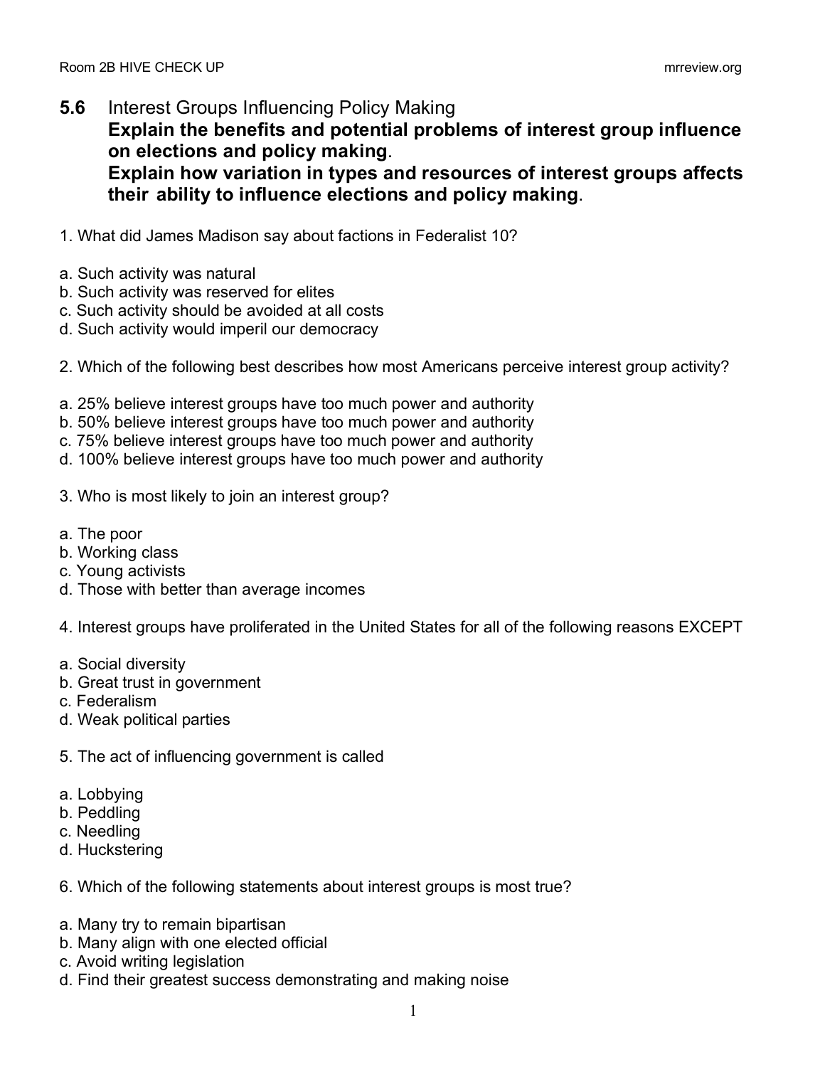## 5.6 Interest Groups Influencing Policy Making

**Explain the benefits and potential problems of interest group influence on elections and policy making.**

**Explain how variation in types and resources of interest groups affects their ability to influence elections and policy making.**

1. What did James Madison say about factions in Federalist 10?

a. Such activity was natural
b. Such activity was reserved for elites
c. Such activity should be avoided at all costs
d. Such activity would imperil our democracy

2. Which of the following best describes how most Americans perceive interest group activity?

a. 25% believe interest groups have too much power and authority
b. 50% believe interest groups have too much power and authority
c. 75% believe interest groups have too much power and authority
d. 100% believe interest groups have too much power and authority

3. Who is most likely to join an interest group?

a. The poor
b. Working class
c. Young activists
d. Those with better than average incomes

4. Interest groups have proliferated in the United States for all of the following reasons EXCEPT

a. Social diversity
b. Great trust in government
c. Federalism
d. Weak political parties

5. The act of influencing government is called

a. Lobbying
b. Peddling
c. Needling
d. Huckstering

6. Which of the following statements about interest groups is most true?

a. Many try to remain bipartisan
b. Many align with one elected official
c. Avoid writing legislation
d. Find their greatest success demonstrating and making noise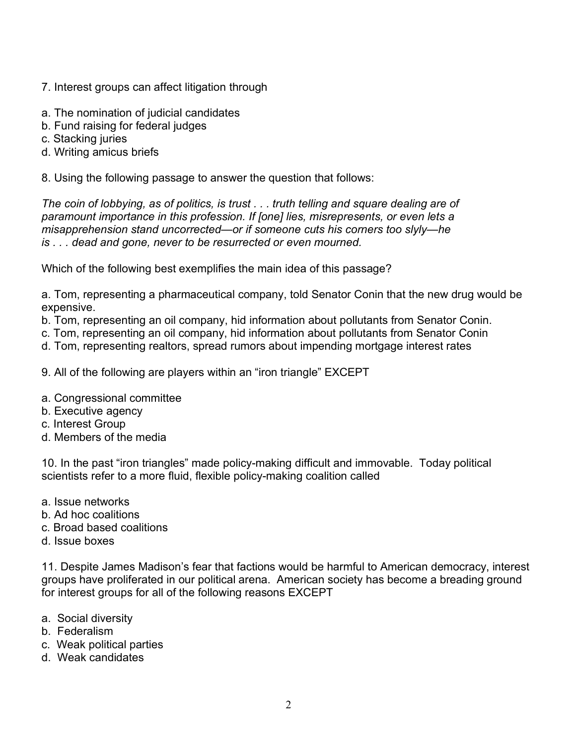7. Interest groups can affect litigation through

a. The nomination of judicial candidates
b. Fund raising for federal judges
c. Stacking juries
d. Writing amicus briefs

8. Using the following passage to answer the question that follows:

*The coin of lobbying, as of politics, is trust . . . truth telling and square dealing are of paramount importance in this profession. If [one] lies, misrepresents, or even lets a misapprehension stand uncorrected—or if someone cuts his corners too slyly—he is . . . dead and gone, never to be resurrected or even mourned.*

Which of the following best exemplifies the main idea of this passage?

a. Tom, representing a pharmaceutical company, told Senator Conin that the new drug would be expensive.
b. Tom, representing an oil company, hid information about pollutants from Senator Conin.
c. Tom, representing an oil company, hid information about pollutants from Senator Conin
d. Tom, representing realtors, spread rumors about impending mortgage interest rates

9. All of the following are players within an "iron triangle" EXCEPT

a. Congressional committee
b. Executive agency
c. Interest Group
d. Members of the media

10. In the past "iron triangles" made policy-making difficult and immovable. Today political scientists refer to a more fluid, flexible policy-making coalition called

a. Issue networks
b. Ad hoc coalitions
c. Broad based coalitions
d. Issue boxes

11. Despite James Madison's fear that factions would be harmful to American democracy, interest groups have proliferated in our political arena. American society has become a breading ground for interest groups for all of the following reasons EXCEPT

a. Social diversity
b. Federalism
c. Weak political parties
d. Weak candidates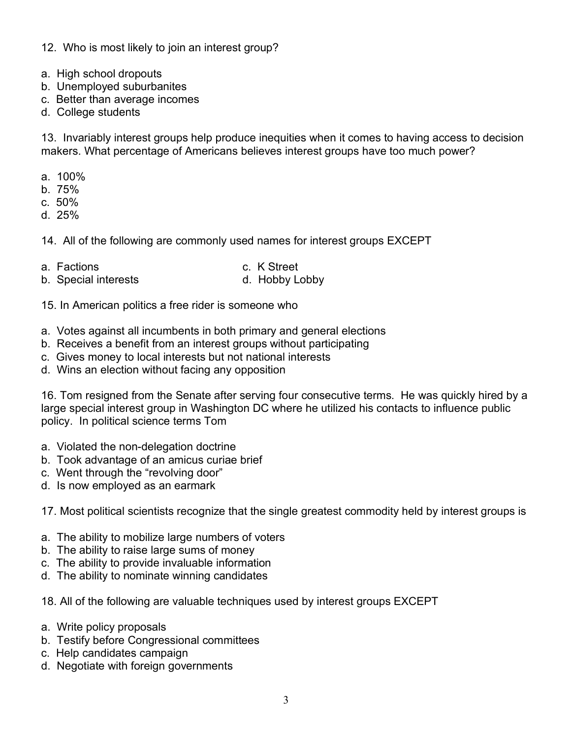12. Who is most likely to join an interest group?

a. High school dropouts
b. Unemployed suburbanites
c. Better than average incomes
d. College students

13. Invariably interest groups help produce inequities when it comes to having access to decision makers. What percentage of Americans believes interest groups have too much power?

a. 100%
b. 75%
c. 50%
d. 25%

14. All of the following are commonly used names for interest groups EXCEPT

a. Factions
b. Special interests
c. K Street
d. Hobby Lobby

15. In American politics a free rider is someone who

a. Votes against all incumbents in both primary and general elections
b. Receives a benefit from an interest groups without participating
c. Gives money to local interests but not national interests
d. Wins an election without facing any opposition

16. Tom resigned from the Senate after serving four consecutive terms. He was quickly hired by a large special interest group in Washington DC where he utilized his contacts to influence public policy. In political science terms Tom

a. Violated the non-delegation doctrine
b. Took advantage of an amicus curiae brief
c. Went through the "revolving door"
d. Is now employed as an earmark

17. Most political scientists recognize that the single greatest commodity held by interest groups is

a. The ability to mobilize large numbers of voters
b. The ability to raise large sums of money
c. The ability to provide invaluable information
d. The ability to nominate winning candidates

18. All of the following are valuable techniques used by interest groups EXCEPT

a. Write policy proposals
b. Testify before Congressional committees
c. Help candidates campaign
d. Negotiate with foreign governments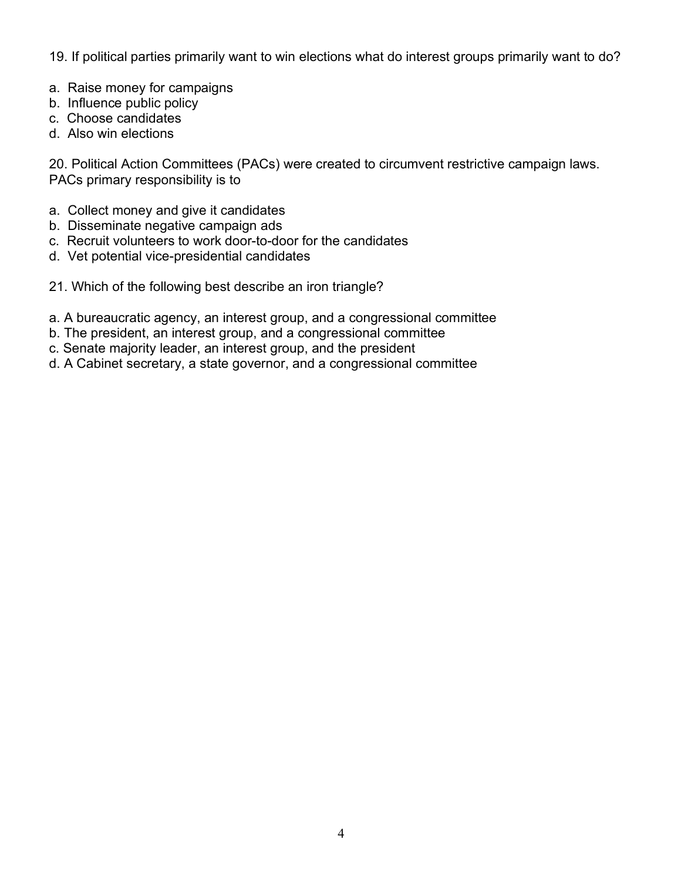19. If political parties primarily want to win elections what do interest groups primarily want to do?

a. Raise money for campaigns
b. Influence public policy
c. Choose candidates
d. Also win elections

20. Political Action Committees (PACs) were created to circumvent restrictive campaign laws. PACs primary responsibility is to

a. Collect money and give it candidates
b. Disseminate negative campaign ads
c. Recruit volunteers to work door-to-door for the candidates
d. Vet potential vice-presidential candidates

21. Which of the following best describe an iron triangle?

a. A bureaucratic agency, an interest group, and a congressional committee
b. The president, an interest group, and a congressional committee
c. Senate majority leader, an interest group, and the president
d. A Cabinet secretary, a state governor, and a congressional committee